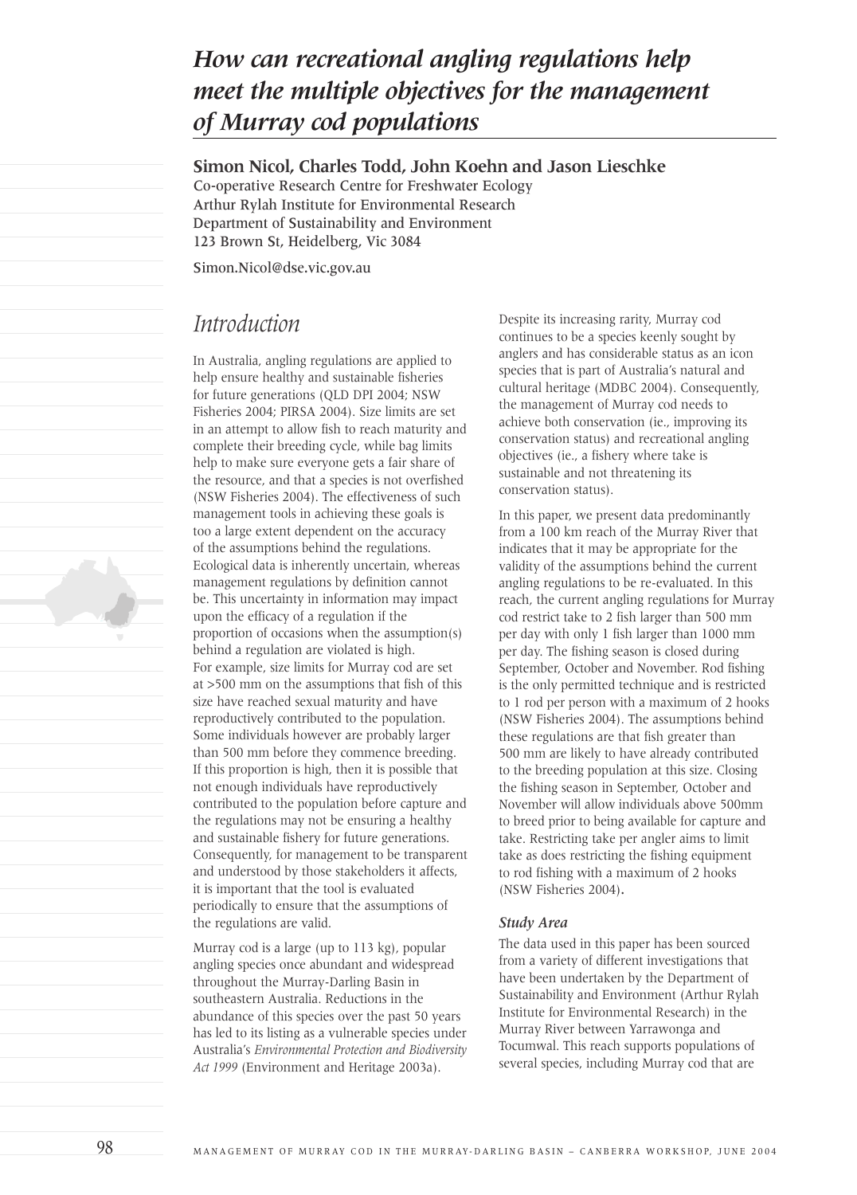# How can recreational angling regulations help meet the multiple objectives for the management of Murray cod populations

**Simon Nicol, Charles Todd, John Koehn and Jason Lieschke**

Co-operative Research Centre for Freshwater Ecology
Arthur Rylah Institute for Environmental Research
Department of Sustainability and Environment
123 Brown St, Heidelberg, Vic 3084

Simon.Nicol@dse.vic.gov.au

## Introduction

In Australia, angling regulations are applied to help ensure healthy and sustainable fisheries for future generations (QLD DPI 2004; NSW Fisheries 2004; PIRSA 2004). Size limits are set in an attempt to allow fish to reach maturity and complete their breeding cycle, while bag limits help to make sure everyone gets a fair share of the resource, and that a species is not overfished (NSW Fisheries 2004). The effectiveness of such management tools in achieving these goals is too a large extent dependent on the accuracy of the assumptions behind the regulations. Ecological data is inherently uncertain, whereas management regulations by definition cannot be. This uncertainty in information may impact upon the efficacy of a regulation if the proportion of occasions when the assumption(s) behind a regulation are violated is high. For example, size limits for Murray cod are set at >500 mm on the assumptions that fish of this size have reached sexual maturity and have reproductively contributed to the population. Some individuals however are probably larger than 500 mm before they commence breeding. If this proportion is high, then it is possible that not enough individuals have reproductively contributed to the population before capture and the regulations may not be ensuring a healthy and sustainable fishery for future generations. Consequently, for management to be transparent and understood by those stakeholders it affects, it is important that the tool is evaluated periodically to ensure that the assumptions of the regulations are valid.

Murray cod is a large (up to 113 kg), popular angling species once abundant and widespread throughout the Murray-Darling Basin in southeastern Australia. Reductions in the abundance of this species over the past 50 years has led to its listing as a vulnerable species under Australia's *Environmental Protection and Biodiversity Act 1999* (Environment and Heritage 2003a).

Despite its increasing rarity, Murray cod continues to be a species keenly sought by anglers and has considerable status as an icon species that is part of Australia's natural and cultural heritage (MDBC 2004). Consequently, the management of Murray cod needs to achieve both conservation (ie., improving its conservation status) and recreational angling objectives (ie., a fishery where take is sustainable and not threatening its conservation status).

In this paper, we present data predominantly from a 100 km reach of the Murray River that indicates that it may be appropriate for the validity of the assumptions behind the current angling regulations to be re-evaluated. In this reach, the current angling regulations for Murray cod restrict take to 2 fish larger than 500 mm per day with only 1 fish larger than 1000 mm per day. The fishing season is closed during September, October and November. Rod fishing is the only permitted technique and is restricted to 1 rod per person with a maximum of 2 hooks (NSW Fisheries 2004). The assumptions behind these regulations are that fish greater than 500 mm are likely to have already contributed to the breeding population at this size. Closing the fishing season in September, October and November will allow individuals above 500mm to breed prior to being available for capture and take. Restricting take per angler aims to limit take as does restricting the fishing equipment to rod fishing with a maximum of 2 hooks (NSW Fisheries 2004).

### *Study Area*

The data used in this paper has been sourced from a variety of different investigations that have been undertaken by the Department of Sustainability and Environment (Arthur Rylah Institute for Environmental Research) in the Murray River between Yarrawonga and Tocumwal. This reach supports populations of several species, including Murray cod that are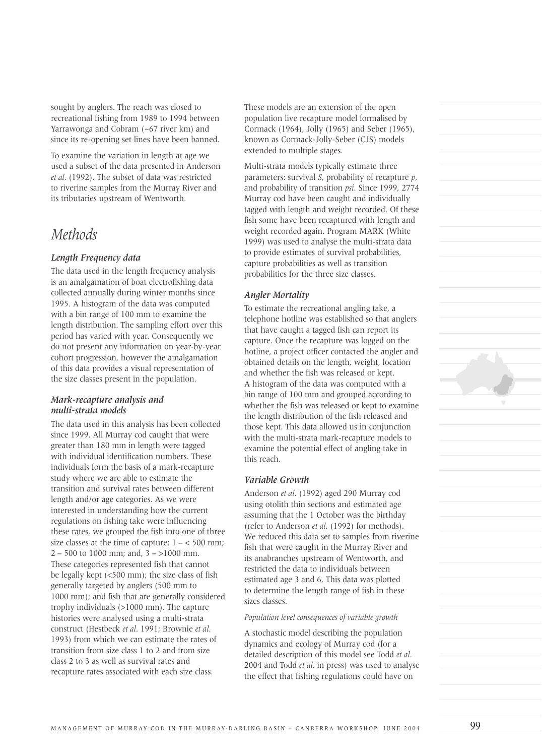sought by anglers. The reach was closed to recreational fishing from 1989 to 1994 between Yarrawonga and Cobram (~67 river km) and since its re-opening set lines have been banned.

To examine the variation in length at age we used a subset of the data presented in Anderson *et al.* (1992). The subset of data was restricted to riverine samples from the Murray River and its tributaries upstream of Wentworth.

# Methods

### Length Frequency data

The data used in the length frequency analysis is an amalgamation of boat electrofishing data collected annually during winter months since 1995. A histogram of the data was computed with a bin range of 100 mm to examine the length distribution. The sampling effort over this period has varied with year. Consequently we do not present any information on year-by-year cohort progression, however the amalgamation of this data provides a visual representation of the size classes present in the population.

### Mark-recapture analysis and multi-strata models

The data used in this analysis has been collected since 1999. All Murray cod caught that were greater than 180 mm in length were tagged with individual identification numbers. These individuals form the basis of a mark-recapture study where we are able to estimate the transition and survival rates between different length and/or age categories. As we were interested in understanding how the current regulations on fishing take were influencing these rates, we grouped the fish into one of three size classes at the time of capture: 1 – < 500 mm; 2 – 500 to 1000 mm; and, 3 – >1000 mm. These categories represented fish that cannot be legally kept (<500 mm); the size class of fish generally targeted by anglers (500 mm to 1000 mm); and fish that are generally considered trophy individuals (>1000 mm). The capture histories were analysed using a multi-strata construct (Hestbeck *et al.* 1991; Brownie *et al.* 1993) from which we can estimate the rates of transition from size class 1 to 2 and from size class 2 to 3 as well as survival rates and recapture rates associated with each size class. These models are an extension of the open population live recapture model formalised by Cormack (1964), Jolly (1965) and Seber (1965), known as Cormack-Jolly-Seber (CJS) models extended to multiple stages.

Multi-strata models typically estimate three parameters: survival *S*, probability of recapture *p*, and probability of transition *psi*. Since 1999, 2774 Murray cod have been caught and individually tagged with length and weight recorded. Of these fish some have been recaptured with length and weight recorded again. Program MARK (White 1999) was used to analyse the multi-strata data to provide estimates of survival probabilities, capture probabilities as well as transition probabilities for the three size classes.

### Angler Mortality

To estimate the recreational angling take, a telephone hotline was established so that anglers that have caught a tagged fish can report its capture. Once the recapture was logged on the hotline, a project officer contacted the angler and obtained details on the length, weight, location and whether the fish was released or kept. A histogram of the data was computed with a bin range of 100 mm and grouped according to whether the fish was released or kept to examine the length distribution of the fish released and those kept. This data allowed us in conjunction with the multi-strata mark-recapture models to examine the potential effect of angling take in this reach.

### Variable Growth

Anderson *et al.* (1992) aged 290 Murray cod using otolith thin sections and estimated age assuming that the 1 October was the birthday (refer to Anderson *et al.* (1992) for methods). We reduced this data set to samples from riverine fish that were caught in the Murray River and its anabranches upstream of Wentworth, and restricted the data to individuals between estimated age 3 and 6. This data was plotted to determine the length range of fish in these sizes classes.

#### *Population level consequences of variable growth*

A stochastic model describing the population dynamics and ecology of Murray cod (for a detailed description of this model see Todd *et al.* 2004 and Todd *et al.* in press) was used to analyse the effect that fishing regulations could have on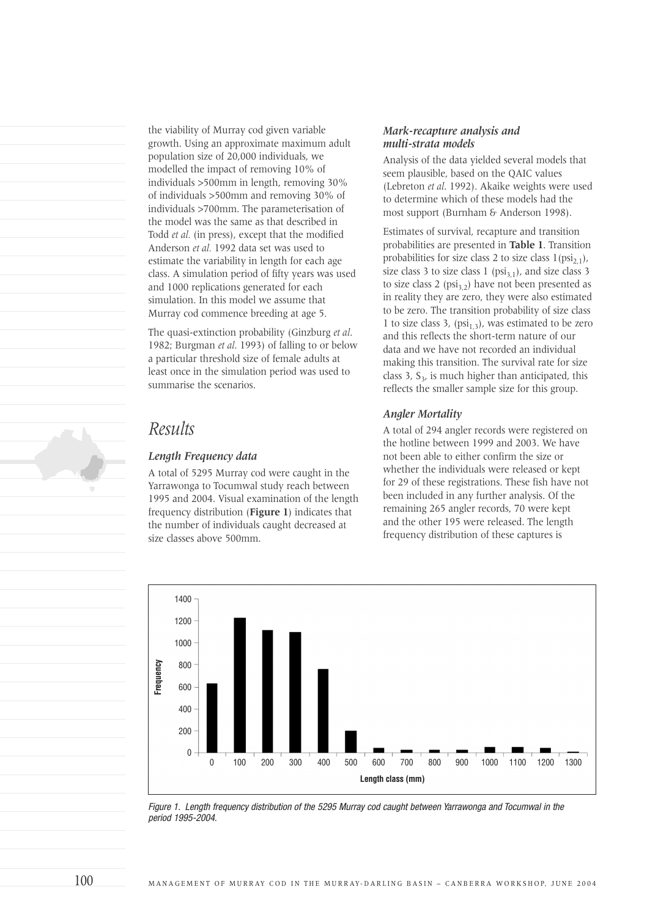the viability of Murray cod given variable growth. Using an approximate maximum adult population size of 20,000 individuals, we modelled the impact of removing 10% of individuals >500mm in length, removing 30% of individuals >500mm and removing 30% of individuals >700mm. The parameterisation of the model was the same as that described in Todd *et al.* (in press), except that the modified Anderson *et al.* 1992 data set was used to estimate the variability in length for each age class. A simulation period of fifty years was used and 1000 replications generated for each simulation. In this model we assume that Murray cod commence breeding at age 5.

The quasi-extinction probability (Ginzburg *et al.* 1982; Burgman *et al.* 1993) of falling to or below a particular threshold size of female adults at least once in the simulation period was used to summarise the scenarios.

# Results

### Length Frequency data

A total of 5295 Murray cod were caught in the Yarrawonga to Tocumwal study reach between 1995 and 2004. Visual examination of the length frequency distribution (**Figure 1**) indicates that the number of individuals caught decreased at size classes above 500mm.

### Mark-recapture analysis and multi-strata models

Analysis of the data yielded several models that seem plausible, based on the QAIC values (Lebreton *et al.* 1992). Akaike weights were used to determine which of these models had the most support (Burnham & Anderson 1998).

Estimates of survival, recapture and transition probabilities are presented in **Table 1**. Transition probabilities for size class 2 to size class 1($psi_{2,1}$), size class 3 to size class 1 ($psi_{3,1}$), and size class 3 to size class 2 ($psi_{3,2}$) have not been presented as in reality they are zero, they were also estimated to be zero. The transition probability of size class 1 to size class 3, ($psi_{1,3}$), was estimated to be zero and this reflects the short-term nature of our data and we have not recorded an individual making this transition. The survival rate for size class 3, $S_3$, is much higher than anticipated, this reflects the smaller sample size for this group.

### Angler Mortality

A total of 294 angler records were registered on the hotline between 1999 and 2003. We have not been able to either confirm the size or whether the individuals were released or kept for 29 of these registrations. These fish have not been included in any further analysis. Of the remaining 265 angler records, 70 were kept and the other 195 were released. The length frequency distribution of these captures is

*Figure 1. Length frequency distribution of the 5295 Murray cod caught between Yarrawonga and Tocumwal in the period 1995-2004.*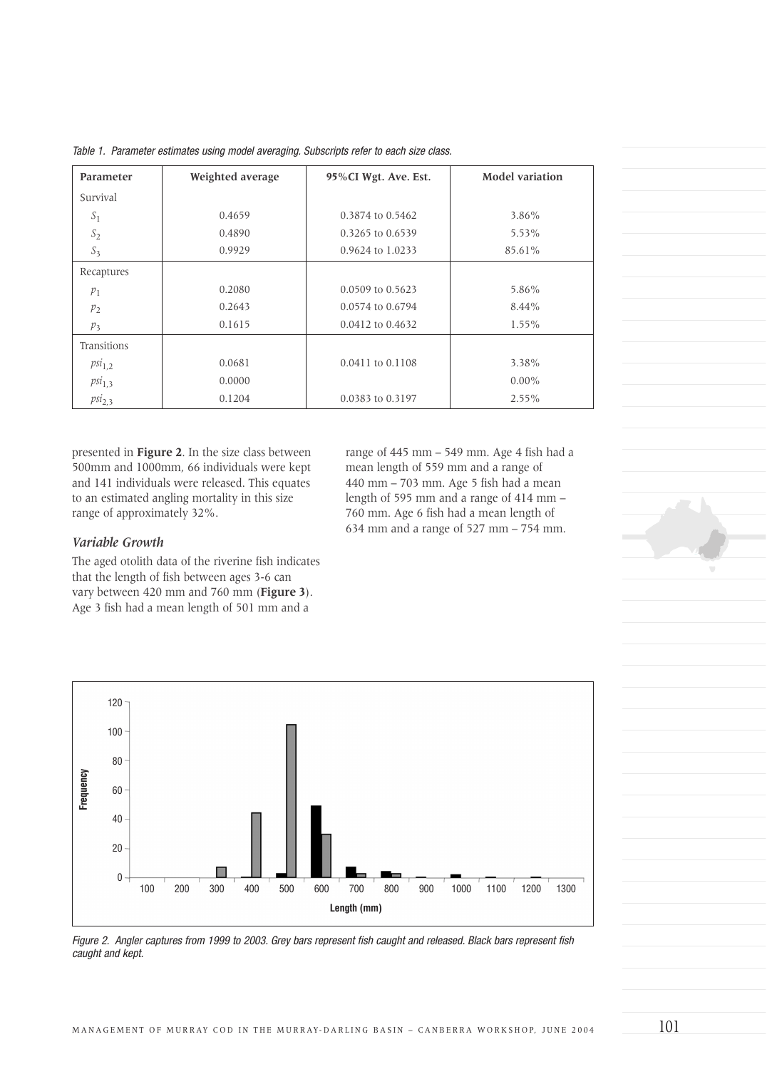*Table 1. Parameter estimates using model averaging. Subscripts refer to each size class.*

| Parameter | Weighted average | 95%CI Wgt. Ave. Est. | Model variation |
|---|---|---|---|
| Survival | | | |
| $S_1$ | 0.4659 | 0.3874 to 0.5462 | 3.86% |
| $S_2$ | 0.4890 | 0.3265 to 0.6539 | 5.53% |
| $S_3$ | 0.9929 | 0.9624 to 1.0233 | 85.61% |
| Recaptures | | | |
| $p_1$ | 0.2080 | 0.0509 to 0.5623 | 5.86% |
| $p_2$ | 0.2643 | 0.0574 to 0.6794 | 8.44% |
| $p_3$ | 0.1615 | 0.0412 to 0.4632 | 1.55% |
| Transitions | | | |
| $psi_{1,2}$ | 0.0681 | 0.0411 to 0.1108 | 3.38% |
| $psi_{1,3}$ | 0.0000 | | 0.00% |
| $psi_{2,3}$ | 0.1204 | 0.0383 to 0.3197 | 2.55% |

presented in **Figure 2**. In the size class between 500mm and 1000mm, 66 individuals were kept and 141 individuals were released. This equates to an estimated angling mortality in this size range of approximately 32%.

### *Variable Growth*

The aged otolith data of the riverine fish indicates that the length of fish between ages 3-6 can vary between 420 mm and 760 mm (**Figure 3**). Age 3 fish had a mean length of 501 mm and a range of 445 mm – 549 mm. Age 4 fish had a mean length of 559 mm and a range of 440 mm – 703 mm. Age 5 fish had a mean length of 595 mm and a range of 414 mm – 760 mm. Age 6 fish had a mean length of 634 mm and a range of 527 mm – 754 mm.

*Figure 2. Angler captures from 1999 to 2003. Grey bars represent fish caught and released. Black bars represent fish caught and kept.*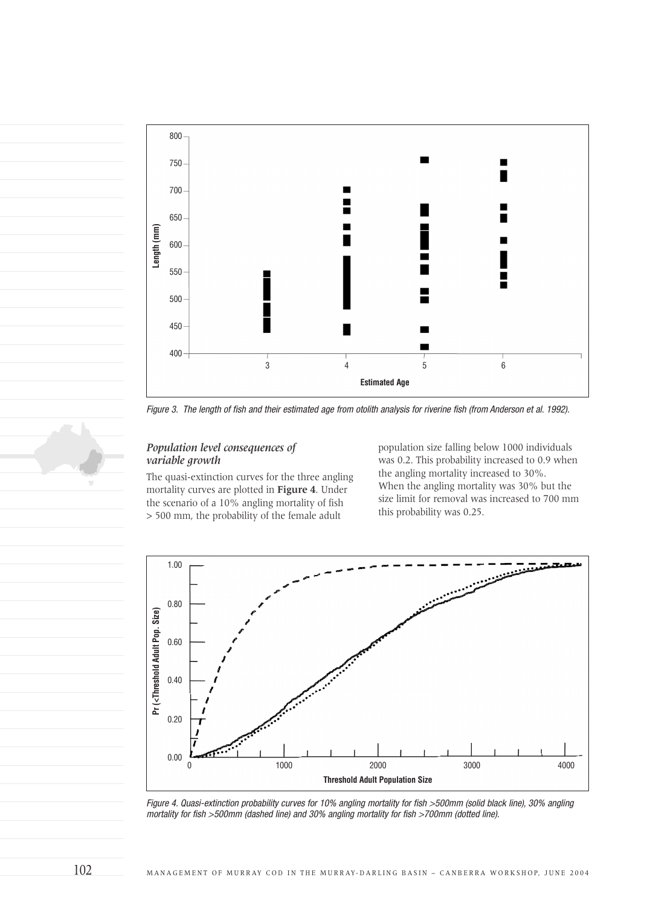Figure 3. The length of fish and their estimated age from otolith analysis for riverine fish (from Anderson et al. 1992).

### *Population level consequences of variable growth*

The quasi-extinction curves for the three angling mortality curves are plotted in **Figure 4**. Under the scenario of a 10% angling mortality of fish > 500 mm, the probability of the female adult population size falling below 1000 individuals was 0.2. This probability increased to 0.9 when the angling mortality increased to 30%. When the angling mortality was 30% but the size limit for removal was increased to 700 mm this probability was 0.25.

Figure 4. Quasi-extinction probability curves for 10% angling mortality for fish >500mm (solid black line), 30% angling mortality for fish >500mm (dashed line) and 30% angling mortality for fish >700mm (dotted line).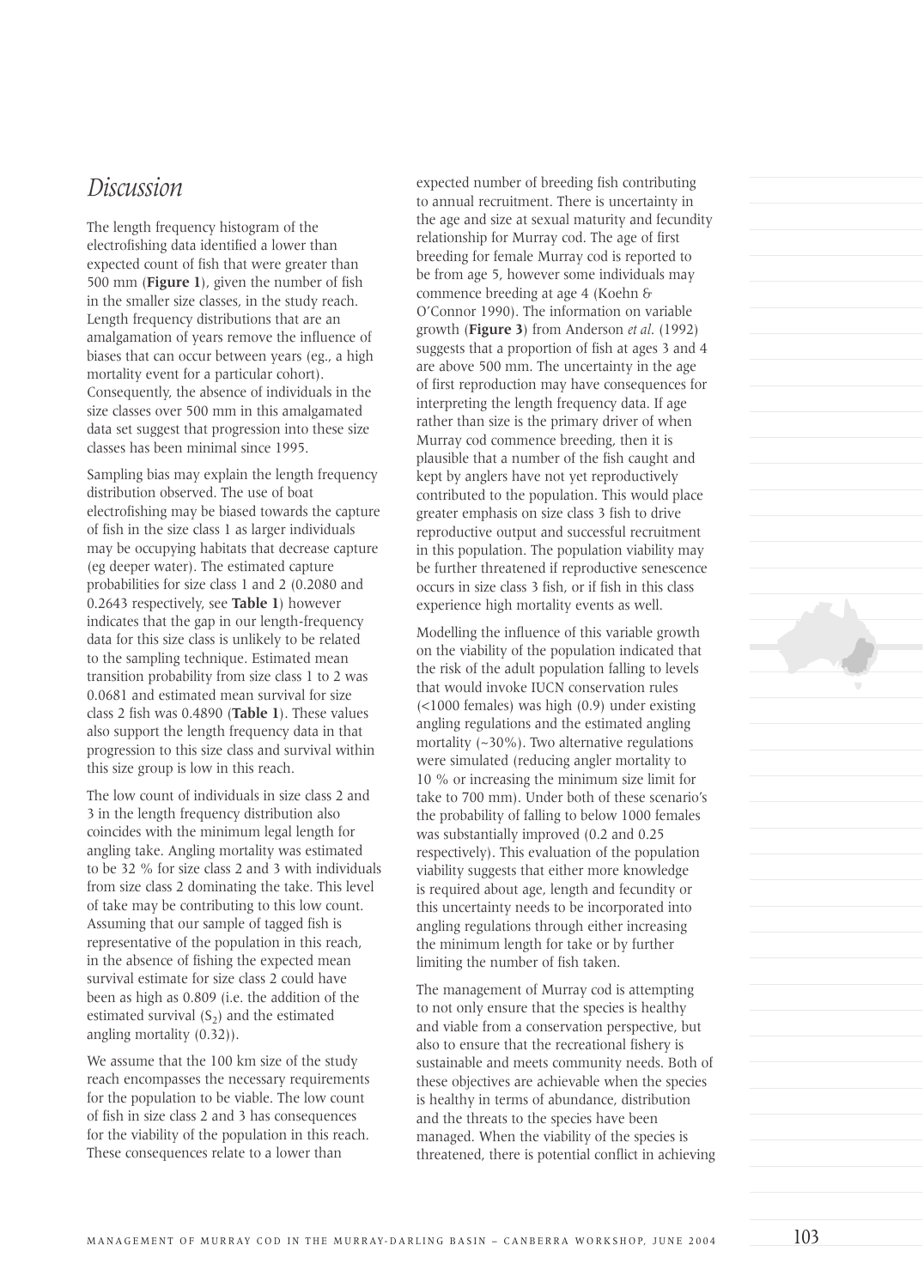## Discussion

The length frequency histogram of the electrofishing data identified a lower than expected count of fish that were greater than 500 mm (**Figure 1**), given the number of fish in the smaller size classes, in the study reach. Length frequency distributions that are an amalgamation of years remove the influence of biases that can occur between years (eg., a high mortality event for a particular cohort). Consequently, the absence of individuals in the size classes over 500 mm in this amalgamated data set suggest that progression into these size classes has been minimal since 1995.

Sampling bias may explain the length frequency distribution observed. The use of boat electrofishing may be biased towards the capture of fish in the size class 1 as larger individuals may be occupying habitats that decrease capture (eg deeper water). The estimated capture probabilities for size class 1 and 2 (0.2080 and 0.2643 respectively, see **Table 1**) however indicates that the gap in our length-frequency data for this size class is unlikely to be related to the sampling technique. Estimated mean transition probability from size class 1 to 2 was 0.0681 and estimated mean survival for size class 2 fish was 0.4890 (**Table 1**). These values also support the length frequency data in that progression to this size class and survival within this size group is low in this reach.

The low count of individuals in size class 2 and 3 in the length frequency distribution also coincides with the minimum legal length for angling take. Angling mortality was estimated to be 32 % for size class 2 and 3 with individuals from size class 2 dominating the take. This level of take may be contributing to this low count. Assuming that our sample of tagged fish is representative of the population in this reach, in the absence of fishing the expected mean survival estimate for size class 2 could have been as high as 0.809 (i.e. the addition of the estimated survival ($S_2$) and the estimated angling mortality (0.32)).

We assume that the 100 km size of the study reach encompasses the necessary requirements for the population to be viable. The low count of fish in size class 2 and 3 has consequences for the viability of the population in this reach. These consequences relate to a lower than expected number of breeding fish contributing to annual recruitment. There is uncertainty in the age and size at sexual maturity and fecundity relationship for Murray cod. The age of first breeding for female Murray cod is reported to be from age 5, however some individuals may commence breeding at age 4 (Koehn & O'Connor 1990). The information on variable growth (**Figure 3**) from Anderson *et al*. (1992) suggests that a proportion of fish at ages 3 and 4 are above 500 mm. The uncertainty in the age of first reproduction may have consequences for interpreting the length frequency data. If age rather than size is the primary driver of when Murray cod commence breeding, then it is plausible that a number of the fish caught and kept by anglers have not yet reproductively contributed to the population. This would place greater emphasis on size class 3 fish to drive reproductive output and successful recruitment in this population. The population viability may be further threatened if reproductive senescence occurs in size class 3 fish, or if fish in this class experience high mortality events as well.

Modelling the influence of this variable growth on the viability of the population indicated that the risk of the adult population falling to levels that would invoke IUCN conservation rules (<1000 females) was high (0.9) under existing angling regulations and the estimated angling mortality (~30%). Two alternative regulations were simulated (reducing angler mortality to 10 % or increasing the minimum size limit for take to 700 mm). Under both of these scenario's the probability of falling to below 1000 females was substantially improved (0.2 and 0.25 respectively). This evaluation of the population viability suggests that either more knowledge is required about age, length and fecundity or this uncertainty needs to be incorporated into angling regulations through either increasing the minimum length for take or by further limiting the number of fish taken.

The management of Murray cod is attempting to not only ensure that the species is healthy and viable from a conservation perspective, but also to ensure that the recreational fishery is sustainable and meets community needs. Both of these objectives are achievable when the species is healthy in terms of abundance, distribution and the threats to the species have been managed. When the viability of the species is threatened, there is potential conflict in achieving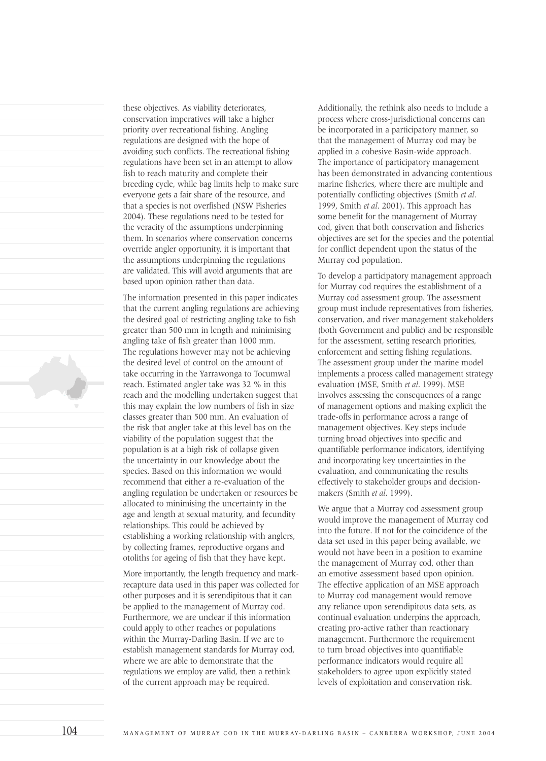these objectives. As viability deteriorates, conservation imperatives will take a higher priority over recreational fishing. Angling regulations are designed with the hope of avoiding such conflicts. The recreational fishing regulations have been set in an attempt to allow fish to reach maturity and complete their breeding cycle, while bag limits help to make sure everyone gets a fair share of the resource, and that a species is not overfished (NSW Fisheries 2004). These regulations need to be tested for the veracity of the assumptions underpinning them. In scenarios where conservation concerns override angler opportunity, it is important that the assumptions underpinning the regulations are validated. This will avoid arguments that are based upon opinion rather than data.

The information presented in this paper indicates that the current angling regulations are achieving the desired goal of restricting angling take to fish greater than 500 mm in length and minimising angling take of fish greater than 1000 mm. The regulations however may not be achieving the desired level of control on the amount of take occurring in the Yarrawonga to Tocumwal reach. Estimated angler take was 32 % in this reach and the modelling undertaken suggest that this may explain the low numbers of fish in size classes greater than 500 mm. An evaluation of the risk that angler take at this level has on the viability of the population suggest that the population is at a high risk of collapse given the uncertainty in our knowledge about the species. Based on this information we would recommend that either a re-evaluation of the angling regulation be undertaken or resources be allocated to minimising the uncertainty in the age and length at sexual maturity, and fecundity relationships. This could be achieved by establishing a working relationship with anglers, by collecting frames, reproductive organs and otoliths for ageing of fish that they have kept.

More importantly, the length frequency and mark-recapture data used in this paper was collected for other purposes and it is serendipitous that it can be applied to the management of Murray cod. Furthermore, we are unclear if this information could apply to other reaches or populations within the Murray-Darling Basin. If we are to establish management standards for Murray cod, where we are able to demonstrate that the regulations we employ are valid, then a rethink of the current approach may be required.

Additionally, the rethink also needs to include a process where cross-jurisdictional concerns can be incorporated in a participatory manner, so that the management of Murray cod may be applied in a cohesive Basin-wide approach. The importance of participatory management has been demonstrated in advancing contentious marine fisheries, where there are multiple and potentially conflicting objectives (Smith *et al*. 1999, Smith *et al*. 2001). This approach has some benefit for the management of Murray cod, given that both conservation and fisheries objectives are set for the species and the potential for conflict dependent upon the status of the Murray cod population.

To develop a participatory management approach for Murray cod requires the establishment of a Murray cod assessment group. The assessment group must include representatives from fisheries, conservation, and river management stakeholders (both Government and public) and be responsible for the assessment, setting research priorities, enforcement and setting fishing regulations. The assessment group under the marine model implements a process called management strategy evaluation (MSE, Smith *et al*. 1999). MSE involves assessing the consequences of a range of management options and making explicit the trade-offs in performance across a range of management objectives. Key steps include turning broad objectives into specific and quantifiable performance indicators, identifying and incorporating key uncertainties in the evaluation, and communicating the results effectively to stakeholder groups and decision-makers (Smith *et al*. 1999).

We argue that a Murray cod assessment group would improve the management of Murray cod into the future. If not for the coincidence of the data set used in this paper being available, we would not have been in a position to examine the management of Murray cod, other than an emotive assessment based upon opinion. The effective application of an MSE approach to Murray cod management would remove any reliance upon serendipitous data sets, as continual evaluation underpins the approach, creating pro-active rather than reactionary management. Furthermore the requirement to turn broad objectives into quantifiable performance indicators would require all stakeholders to agree upon explicitly stated levels of exploitation and conservation risk.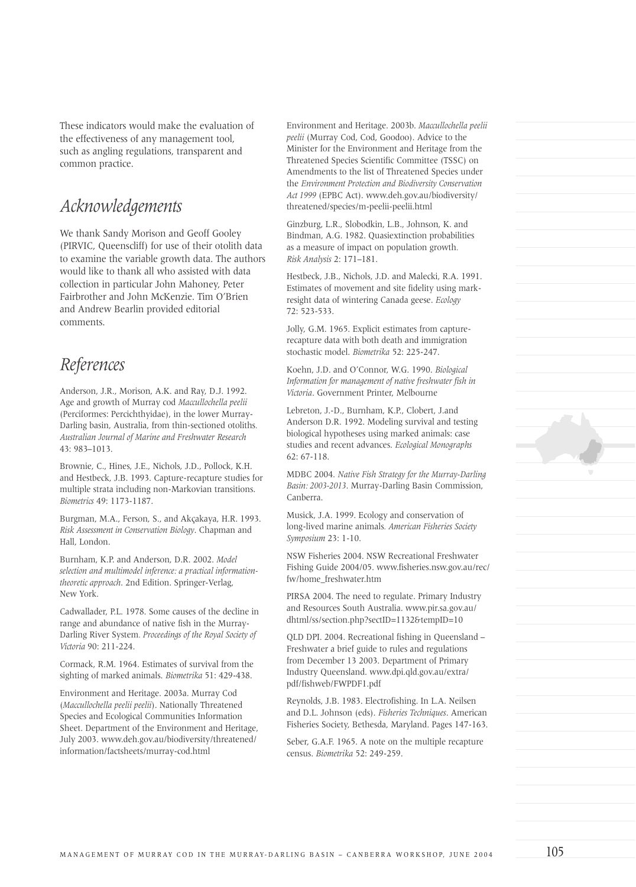These indicators would make the evaluation of the effectiveness of any management tool, such as angling regulations, transparent and common practice.

## *Acknowledgements*

We thank Sandy Morison and Geoff Gooley (PIRVIC, Queenscliff) for use of their otolith data to examine the variable growth data. The authors would like to thank all who assisted with data collection in particular John Mahoney, Peter Fairbrother and John McKenzie. Tim O'Brien and Andrew Bearlin provided editorial comments.

## *References*

Anderson, J.R., Morison, A.K. and Ray, D.J. 1992. Age and growth of Murray cod *Maccullochella peelii* (Perciformes: Percichthyidae), in the lower Murray-Darling basin, Australia, from thin-sectioned otoliths. *Australian Journal of Marine and Freshwater Research* 43: 983–1013.

Brownie, C., Hines, J.E., Nichols, J.D., Pollock, K.H. and Hestbeck, J.B. 1993. Capture-recapture studies for multiple strata including non-Markovian transitions. *Biometrics* 49: 1173-1187.

Burgman, M.A., Ferson, S., and Akçakaya, H.R. 1993. *Risk Assessment in Conservation Biology*. Chapman and Hall, London.

Burnham, K.P. and Anderson, D.R. 2002. *Model selection and multimodel inference: a practical information-theoretic approach*. 2nd Edition. Springer-Verlag, New York.

Cadwallader, P.L. 1978. Some causes of the decline in range and abundance of native fish in the Murray-Darling River System. *Proceedings of the Royal Society of Victoria* 90: 211-224.

Cormack, R.M. 1964. Estimates of survival from the sighting of marked animals. *Biometrika* 51: 429-438.

Environment and Heritage. 2003a. Murray Cod (*Maccullochella peelii peelii*). Nationally Threatened Species and Ecological Communities Information Sheet. Department of the Environment and Heritage, July 2003. www.deh.gov.au/biodiversity/threatened/information/factsheets/murray-cod.html

Environment and Heritage. 2003b. *Maccullochella peelii peelii* (Murray Cod, Cod, Goodoo). Advice to the Minister for the Environment and Heritage from the Threatened Species Scientific Committee (TSSC) on Amendments to the list of Threatened Species under the *Environment Protection and Biodiversity Conservation Act 1999* (EPBC Act). www.deh.gov.au/biodiversity/threatened/species/m-peelii-peelii.html

Ginzburg, L.R., Slobodkin, L.B., Johnson, K. and Bindman, A.G. 1982. Quasiextinction probabilities as a measure of impact on population growth. *Risk Analysis* 2: 171–181.

Hestbeck, J.B., Nichols, J.D. and Malecki, R.A. 1991. Estimates of movement and site fidelity using mark-resight data of wintering Canada geese. *Ecology* 72: 523-533.

Jolly, G.M. 1965. Explicit estimates from capture-recapture data with both death and immigration stochastic model. *Biometrika* 52: 225-247.

Koehn, J.D. and O'Connor, W.G. 1990. *Biological Information for management of native freshwater fish in Victoria*. Government Printer, Melbourne

Lebreton, J.-D., Burnham, K.P., Clobert, J.and Anderson D.R. 1992. Modeling survival and testing biological hypotheses using marked animals: case studies and recent advances. *Ecological Monographs* 62: 67-118.

MDBC 2004. *Native Fish Strategy for the Murray-Darling Basin: 2003-2013*. Murray-Darling Basin Commission, Canberra.

Musick, J.A. 1999. Ecology and conservation of long-lived marine animals. *American Fisheries Society Symposium* 23: 1-10.

NSW Fisheries 2004. NSW Recreational Freshwater Fishing Guide 2004/05. www.fisheries.nsw.gov.au/rec/fw/home_freshwater.htm

PIRSA 2004. The need to regulate. Primary Industry and Resources South Australia. www.pir.sa.gov.au/dhtml/ss/section.php?sectID=1132&tempID=10

QLD DPI. 2004. Recreational fishing in Queensland – Freshwater a brief guide to rules and regulations from December 13 2003. Department of Primary Industry Queensland. www.dpi.qld.gov.au/extra/pdf/fishweb/FWPDF1.pdf

Reynolds, J.B. 1983. Electrofishing. In L.A. Neilsen and D.L. Johnson (eds). *Fisheries Techniques*. American Fisheries Society, Bethesda, Maryland. Pages 147-163.

Seber, G.A.F. 1965. A note on the multiple recapture census. *Biometrika* 52: 249-259.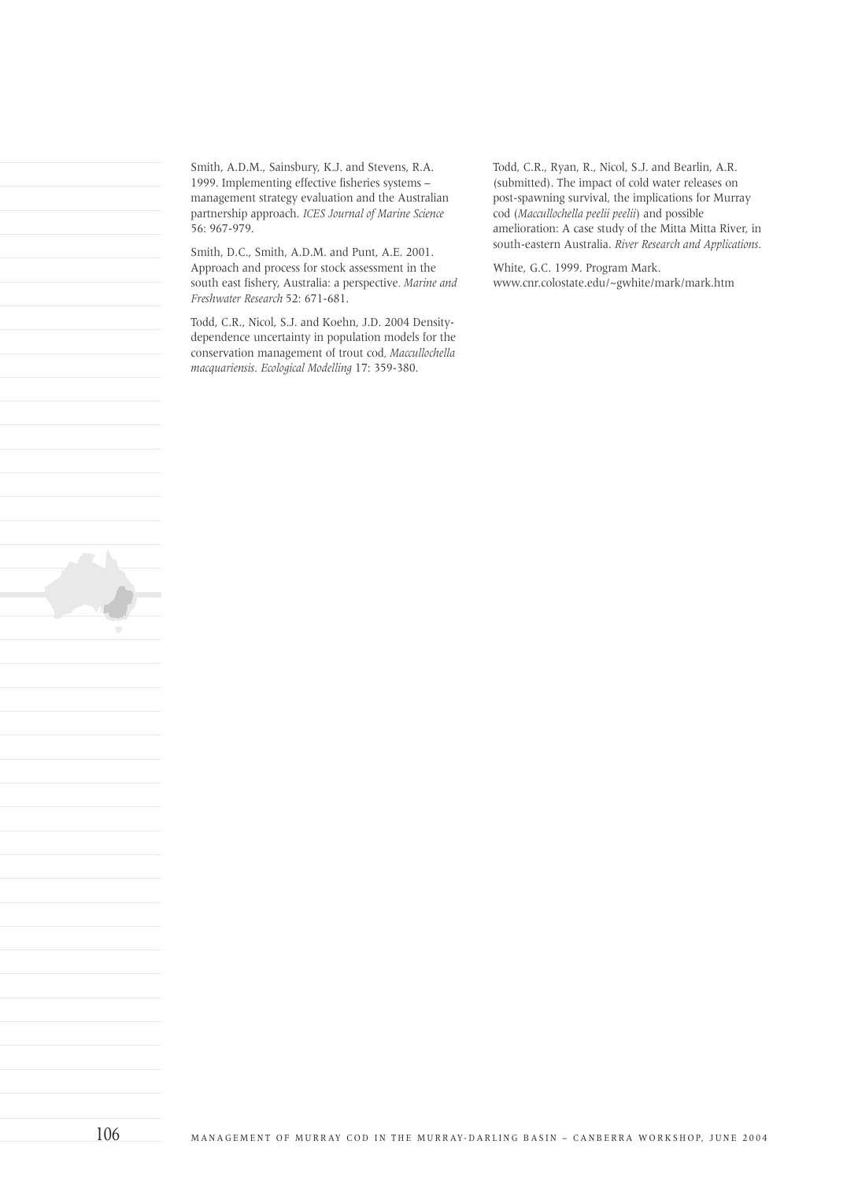Smith, A.D.M., Sainsbury, K.J. and Stevens, R.A. 1999. Implementing effective fisheries systems – management strategy evaluation and the Australian partnership approach. *ICES Journal of Marine Science* 56: 967-979.

Smith, D.C., Smith, A.D.M. and Punt, A.E. 2001. Approach and process for stock assessment in the south east fishery, Australia: a perspective. *Marine and Freshwater Research* 52: 671-681.

Todd, C.R., Nicol, S.J. and Koehn, J.D. 2004 Density-dependence uncertainty in population models for the conservation management of trout cod, *Maccullochella macquariensis*. *Ecological Modelling* 17: 359-380.

Todd, C.R., Ryan, R., Nicol, S.J. and Bearlin, A.R. (submitted). The impact of cold water releases on post-spawning survival, the implications for Murray cod (*Maccullochella peelii peelii*) and possible amelioration: A case study of the Mitta Mitta River, in south-eastern Australia. *River Research and Applications*.

White, G.C. 1999. Program Mark. www.cnr.colostate.edu/~gwhite/mark/mark.htm